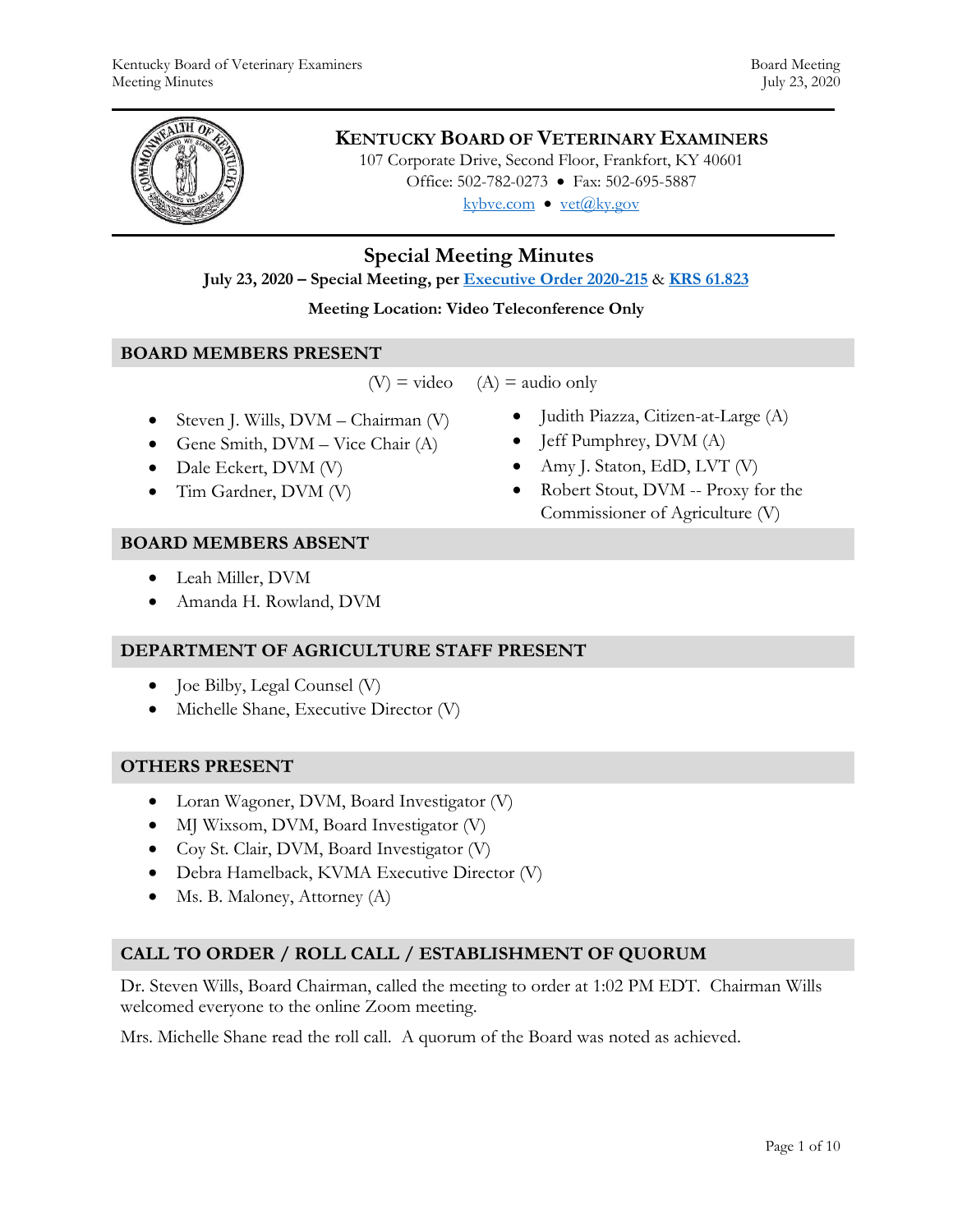# KENTUCKY BOARD OF VETERINARY EXAMINERS

107 Corporate Drive, Second Floor, Frankfort, KY 40601

Office: 502-782-0273 • Fax: 502-695-5887

kybve.com • vet@ky.gov

## Special Meeting Minutes

**July 23, 2020 – Special Meeting, per Executive Order 2020-215 & KRS 61.823**

**Meeting Location: Video Teleconference Only**

### BOARD MEMBERS PRESENT

(V) = video (A) = audio only

- Steven J. Wills, DVM – Chairman (V)
- Gene Smith, DVM – Vice Chair (A)
- Dale Eckert, DVM (V)
- Tim Gardner, DVM (V)
- Judith Piazza, Citizen-at-Large (A)
- Jeff Pumphrey, DVM (A)
- Amy J. Staton, EdD, LVT (V)
- Robert Stout, DVM -- Proxy for the Commissioner of Agriculture (V)

### BOARD MEMBERS ABSENT

- Leah Miller, DVM
- Amanda H. Rowland, DVM

### DEPARTMENT OF AGRICULTURE STAFF PRESENT

- Joe Bilby, Legal Counsel (V)
- Michelle Shane, Executive Director (V)

### OTHERS PRESENT

- Loran Wagoner, DVM, Board Investigator (V)
- MJ Wixsom, DVM, Board Investigator (V)
- Coy St. Clair, DVM, Board Investigator (V)
- Debra Hamelback, KVMA Executive Director (V)
- Ms. B. Maloney, Attorney (A)

### CALL TO ORDER / ROLL CALL / ESTABLISHMENT OF QUORUM

Dr. Steven Wills, Board Chairman, called the meeting to order at 1:02 PM EDT. Chairman Wills welcomed everyone to the online Zoom meeting.

Mrs. Michelle Shane read the roll call. A quorum of the Board was noted as achieved.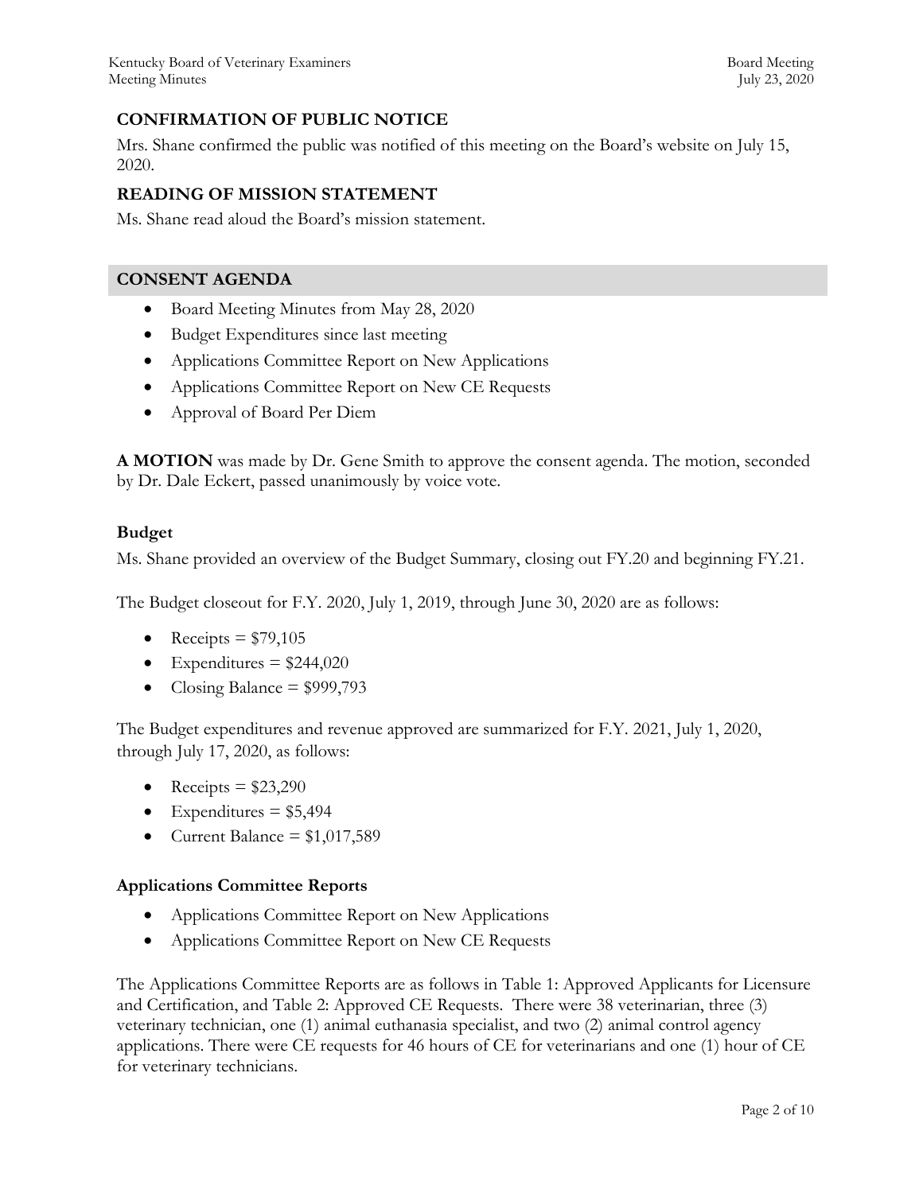## CONFIRMATION OF PUBLIC NOTICE

Mrs. Shane confirmed the public was notified of this meeting on the Board's website on July 15, 2020.

## READING OF MISSION STATEMENT

Ms. Shane read aloud the Board's mission statement.

## CONSENT AGENDA

- Board Meeting Minutes from May 28, 2020
- Budget Expenditures since last meeting
- Applications Committee Report on New Applications
- Applications Committee Report on New CE Requests
- Approval of Board Per Diem

**A MOTION** was made by Dr. Gene Smith to approve the consent agenda. The motion, seconded by Dr. Dale Eckert, passed unanimously by voice vote.

### Budget

Ms. Shane provided an overview of the Budget Summary, closing out FY.20 and beginning FY.21.

The Budget closeout for F.Y. 2020, July 1, 2019, through June 30, 2020 are as follows:

- Receipts = $79,105
- Expenditures = $244,020
- Closing Balance = $999,793

The Budget expenditures and revenue approved are summarized for F.Y. 2021, July 1, 2020, through July 17, 2020, as follows:

- Receipts = $23,290
- Expenditures = $5,494
- Current Balance = $1,017,589

### Applications Committee Reports

- Applications Committee Report on New Applications
- Applications Committee Report on New CE Requests

The Applications Committee Reports are as follows in Table 1: Approved Applicants for Licensure and Certification, and Table 2: Approved CE Requests. There were 38 veterinarian, three (3) veterinary technician, one (1) animal euthanasia specialist, and two (2) animal control agency applications. There were CE requests for 46 hours of CE for veterinarians and one (1) hour of CE for veterinary technicians.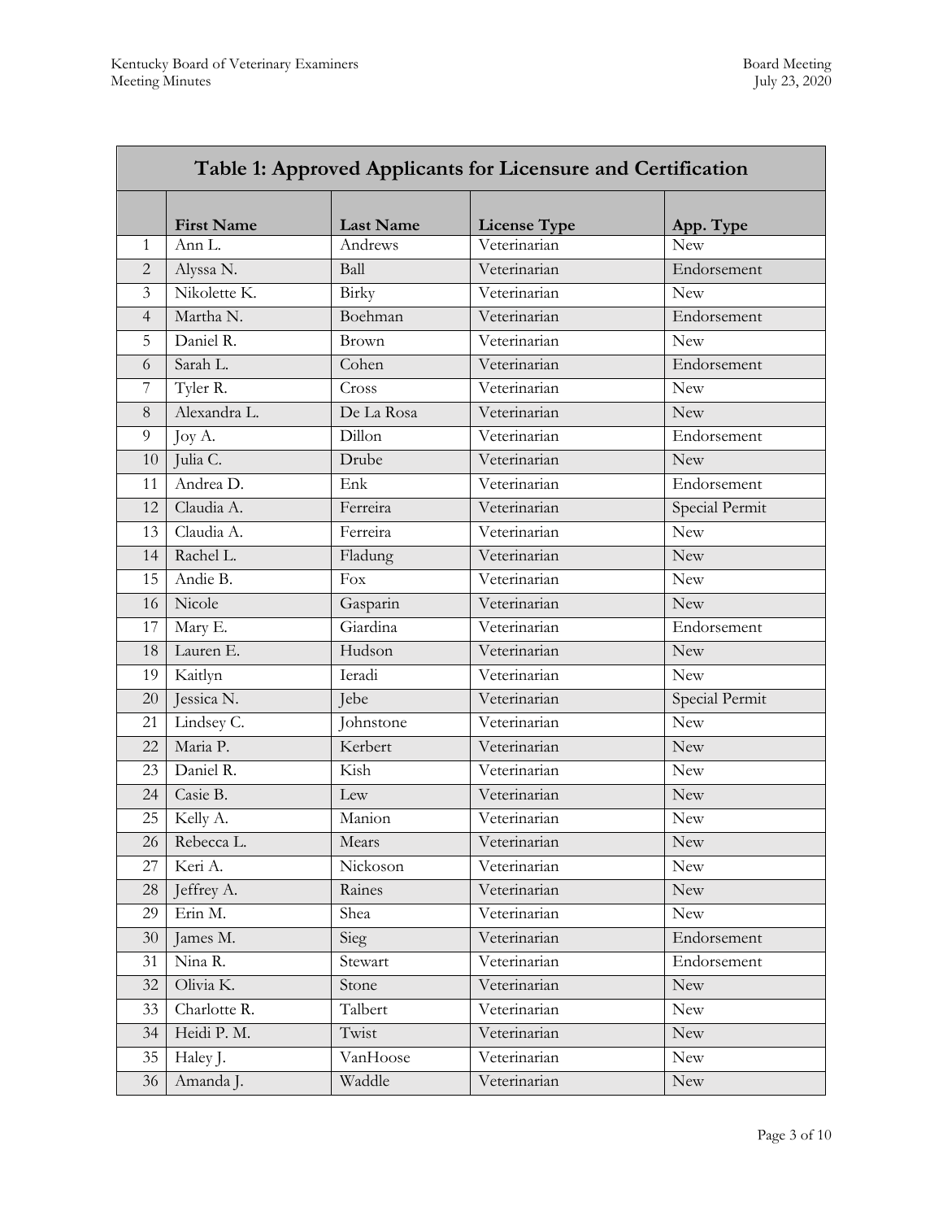| Table 1: Approved Applicants for Licensure and Certification | | | | |
|---|---|---|---|---|
| | **First Name** | **Last Name** | **License Type** | **App. Type** |
| 1 | Ann L. | Andrews | Veterinarian | New |
| 2 | Alyssa N. | Ball | Veterinarian | Endorsement |
| 3 | Nikolette K. | Birky | Veterinarian | New |
| 4 | Martha N. | Boehman | Veterinarian | Endorsement |
| 5 | Daniel R. | Brown | Veterinarian | New |
| 6 | Sarah L. | Cohen | Veterinarian | Endorsement |
| 7 | Tyler R. | Cross | Veterinarian | New |
| 8 | Alexandra L. | De La Rosa | Veterinarian | New |
| 9 | Joy A. | Dillon | Veterinarian | Endorsement |
| 10 | Julia C. | Drube | Veterinarian | New |
| 11 | Andrea D. | Enk | Veterinarian | Endorsement |
| 12 | Claudia A. | Ferreira | Veterinarian | Special Permit |
| 13 | Claudia A. | Ferreira | Veterinarian | New |
| 14 | Rachel L. | Fladung | Veterinarian | New |
| 15 | Andie B. | Fox | Veterinarian | New |
| 16 | Nicole | Gasparin | Veterinarian | New |
| 17 | Mary E. | Giardina | Veterinarian | Endorsement |
| 18 | Lauren E. | Hudson | Veterinarian | New |
| 19 | Kaitlyn | Ieradi | Veterinarian | New |
| 20 | Jessica N. | Jebe | Veterinarian | Special Permit |
| 21 | Lindsey C. | Johnstone | Veterinarian | New |
| 22 | Maria P. | Kerbert | Veterinarian | New |
| 23 | Daniel R. | Kish | Veterinarian | New |
| 24 | Casie B. | Lew | Veterinarian | New |
| 25 | Kelly A. | Manion | Veterinarian | New |
| 26 | Rebecca L. | Mears | Veterinarian | New |
| 27 | Keri A. | Nickoson | Veterinarian | New |
| 28 | Jeffrey A. | Raines | Veterinarian | New |
| 29 | Erin M. | Shea | Veterinarian | New |
| 30 | James M. | Sieg | Veterinarian | Endorsement |
| 31 | Nina R. | Stewart | Veterinarian | Endorsement |
| 32 | Olivia K. | Stone | Veterinarian | New |
| 33 | Charlotte R. | Talbert | Veterinarian | New |
| 34 | Heidi P. M. | Twist | Veterinarian | New |
| 35 | Haley J. | VanHoose | Veterinarian | New |
| 36 | Amanda J. | Waddle | Veterinarian | New |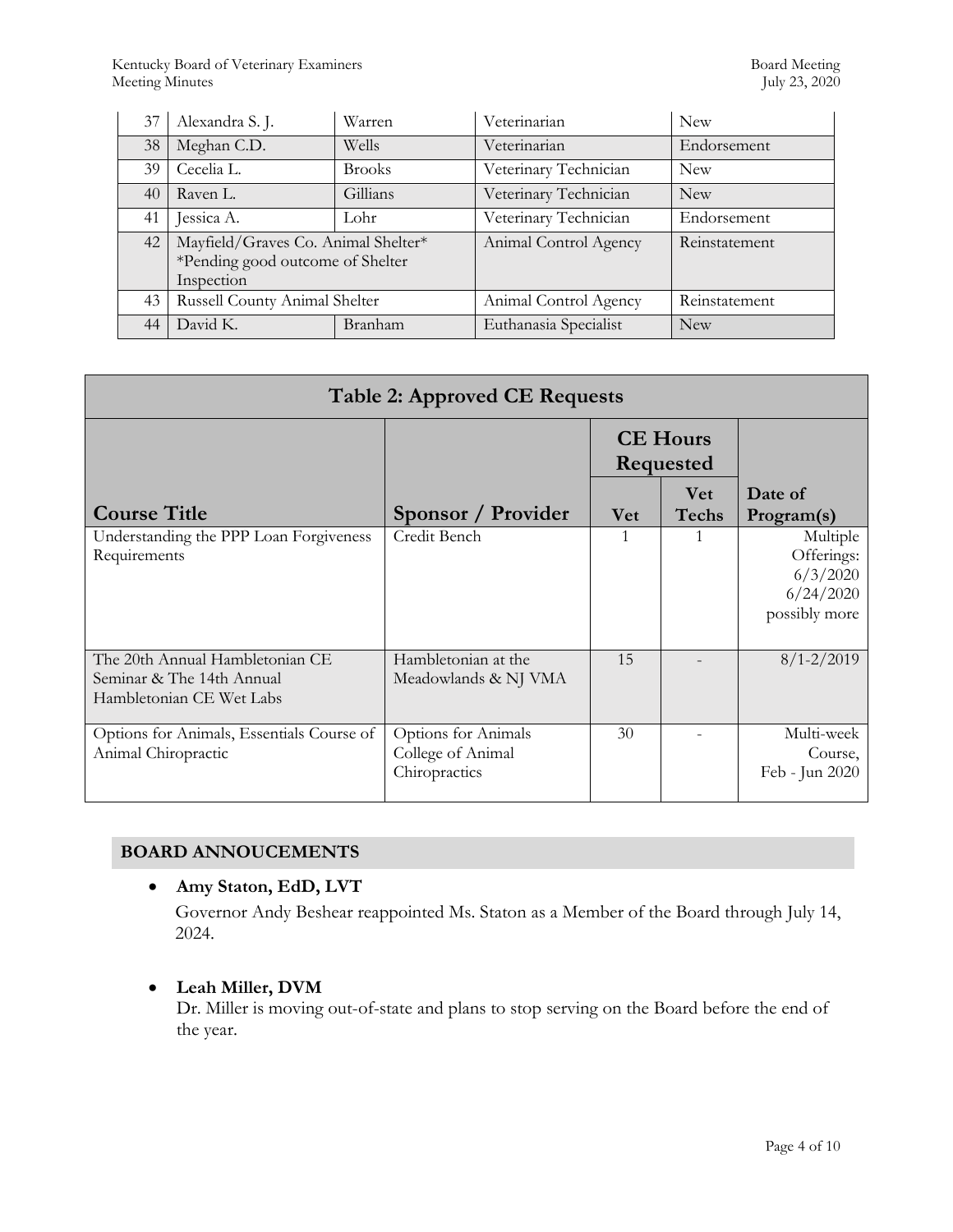| | | | | |
|---|---|---|---|---|
| 37 | Alexandra S. J. | Warren | Veterinarian | New |
| 38 | Meghan C.D. | Wells | Veterinarian | Endorsement |
| 39 | Cecelia L. | Brooks | Veterinary Technician | New |
| 40 | Raven L. | Gillians | Veterinary Technician | New |
| 41 | Jessica A. | Lohr | Veterinary Technician | Endorsement |
| 42 | Mayfield/Graves Co. Animal Shelter* *Pending good outcome of Shelter Inspection | | Animal Control Agency | Reinstatement |
| 43 | Russell County Animal Shelter | | Animal Control Agency | Reinstatement |
| 44 | David K. | Branham | Euthanasia Specialist | New |

**Table 2: Approved CE Requests**

| Course Title | Sponsor / Provider | CE Hours Requested | | Date of Program(s) |
|---|---|---|---|---|
| | | Vet | Vet Techs | |
| Understanding the PPP Loan Forgiveness Requirements | Credit Bench | 1 | 1 | Multiple Offerings: 6/3/2020 6/24/2020 possibly more |
| The 20th Annual Hambletonian CE Seminar & The 14th Annual Hambletonian CE Wet Labs | Hambletonian at the Meadowlands & NJ VMA | 15 | - | 8/1-2/2019 |
| Options for Animals, Essentials Course of Animal Chiropractic | Options for Animals College of Animal Chiropractics | 30 | - | Multi-week Course, Feb - Jun 2020 |

## BOARD ANNOUCEMENTS

- **Amy Staton, EdD, LVT**

  Governor Andy Beshear reappointed Ms. Staton as a Member of the Board through July 14, 2024.

- **Leah Miller, DVM**

  Dr. Miller is moving out-of-state and plans to stop serving on the Board before the end of the year.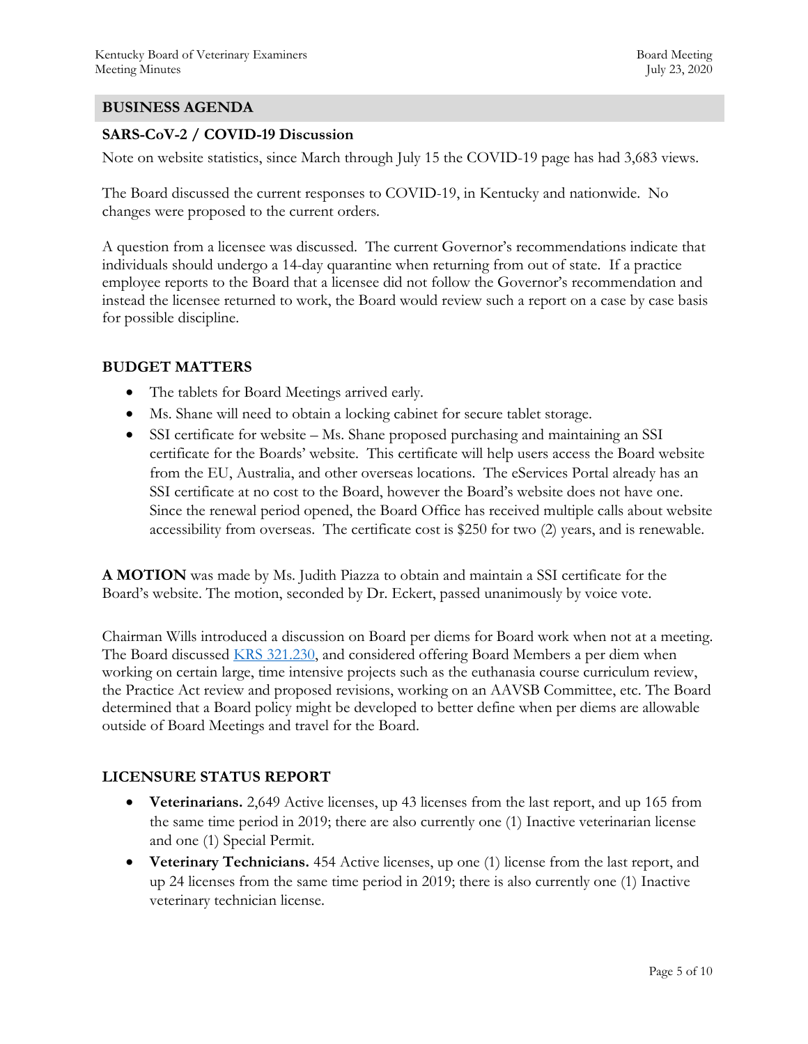## BUSINESS AGENDA

### SARS-CoV-2 / COVID-19 Discussion

Note on website statistics, since March through July 15 the COVID-19 page has had 3,683 views.

The Board discussed the current responses to COVID-19, in Kentucky and nationwide. No changes were proposed to the current orders.

A question from a licensee was discussed. The current Governor's recommendations indicate that individuals should undergo a 14-day quarantine when returning from out of state. If a practice employee reports to the Board that a licensee did not follow the Governor's recommendation and instead the licensee returned to work, the Board would review such a report on a case by case basis for possible discipline.

### BUDGET MATTERS

- The tablets for Board Meetings arrived early.
- Ms. Shane will need to obtain a locking cabinet for secure tablet storage.
- SSI certificate for website – Ms. Shane proposed purchasing and maintaining an SSI certificate for the Boards' website. This certificate will help users access the Board website from the EU, Australia, and other overseas locations. The eServices Portal already has an SSI certificate at no cost to the Board, however the Board's website does not have one. Since the renewal period opened, the Board Office has received multiple calls about website accessibility from overseas. The certificate cost is $250 for two (2) years, and is renewable.

**A MOTION** was made by Ms. Judith Piazza to obtain and maintain a SSI certificate for the Board's website. The motion, seconded by Dr. Eckert, passed unanimously by voice vote.

Chairman Wills introduced a discussion on Board per diems for Board work when not at a meeting. The Board discussed KRS 321.230, and considered offering Board Members a per diem when working on certain large, time intensive projects such as the euthanasia course curriculum review, the Practice Act review and proposed revisions, working on an AAVSB Committee, etc. The Board determined that a Board policy might be developed to better define when per diems are allowable outside of Board Meetings and travel for the Board.

### LICENSURE STATUS REPORT

- **Veterinarians.** 2,649 Active licenses, up 43 licenses from the last report, and up 165 from the same time period in 2019; there are also currently one (1) Inactive veterinarian license and one (1) Special Permit.
- **Veterinary Technicians.** 454 Active licenses, up one (1) license from the last report, and up 24 licenses from the same time period in 2019; there is also currently one (1) Inactive veterinary technician license.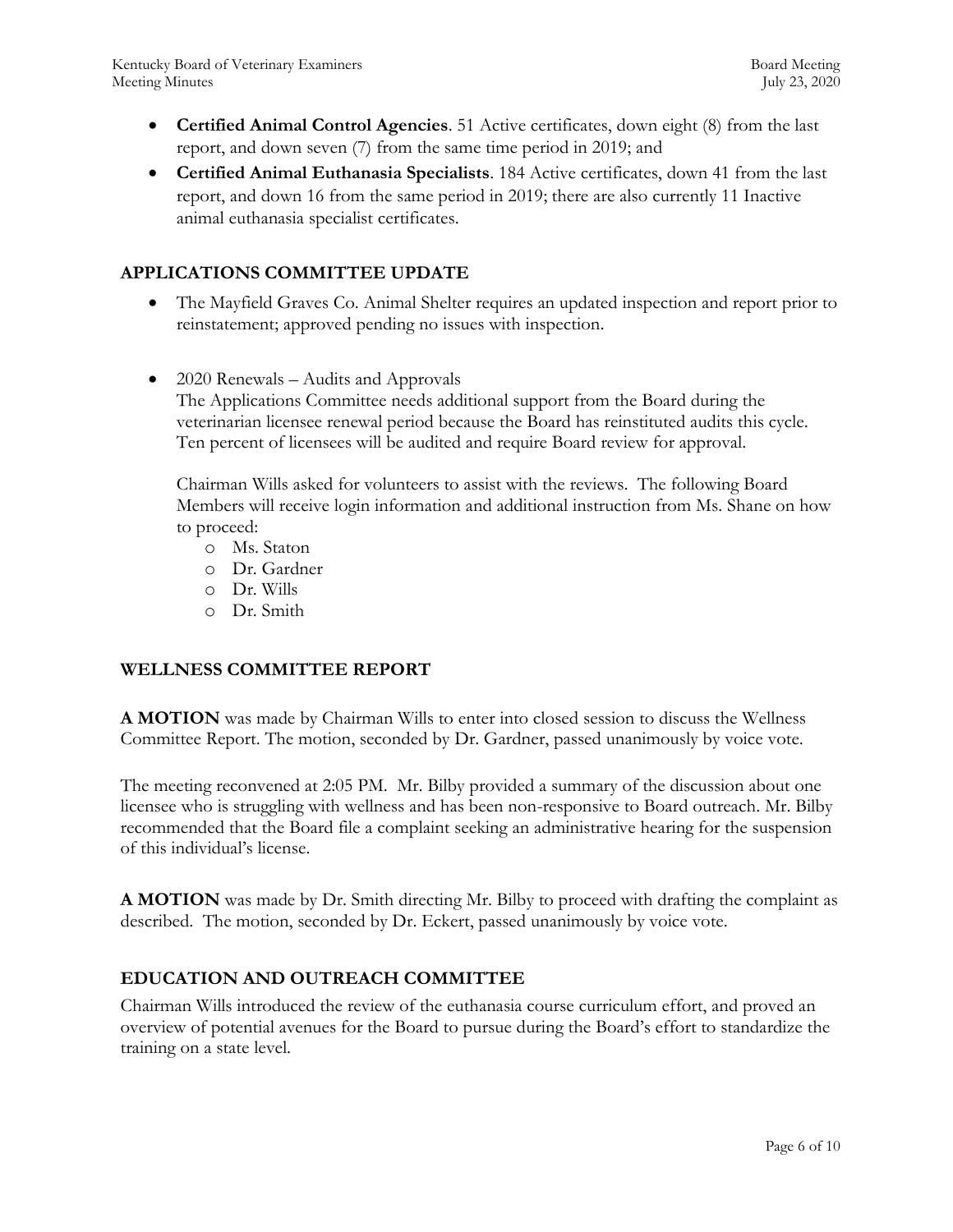- **Certified Animal Control Agencies**. 51 Active certificates, down eight (8) from the last report, and down seven (7) from the same time period in 2019; and
- **Certified Animal Euthanasia Specialists**. 184 Active certificates, down 41 from the last report, and down 16 from the same period in 2019; there are also currently 11 Inactive animal euthanasia specialist certificates.

## APPLICATIONS COMMITTEE UPDATE

- The Mayfield Graves Co. Animal Shelter requires an updated inspection and report prior to reinstatement; approved pending no issues with inspection.

- 2020 Renewals – Audits and Approvals

  The Applications Committee needs additional support from the Board during the veterinarian licensee renewal period because the Board has reinstituted audits this cycle. Ten percent of licensees will be audited and require Board review for approval.

  Chairman Wills asked for volunteers to assist with the reviews. The following Board Members will receive login information and additional instruction from Ms. Shane on how to proceed:
  - Ms. Staton
  - Dr. Gardner
  - Dr. Wills
  - Dr. Smith

## WELLNESS COMMITTEE REPORT

**A MOTION** was made by Chairman Wills to enter into closed session to discuss the Wellness Committee Report. The motion, seconded by Dr. Gardner, passed unanimously by voice vote.

The meeting reconvened at 2:05 PM. Mr. Bilby provided a summary of the discussion about one licensee who is struggling with wellness and has been non-responsive to Board outreach. Mr. Bilby recommended that the Board file a complaint seeking an administrative hearing for the suspension of this individual's license.

**A MOTION** was made by Dr. Smith directing Mr. Bilby to proceed with drafting the complaint as described. The motion, seconded by Dr. Eckert, passed unanimously by voice vote.

## EDUCATION AND OUTREACH COMMITTEE

Chairman Wills introduced the review of the euthanasia course curriculum effort, and proved an overview of potential avenues for the Board to pursue during the Board's effort to standardize the training on a state level.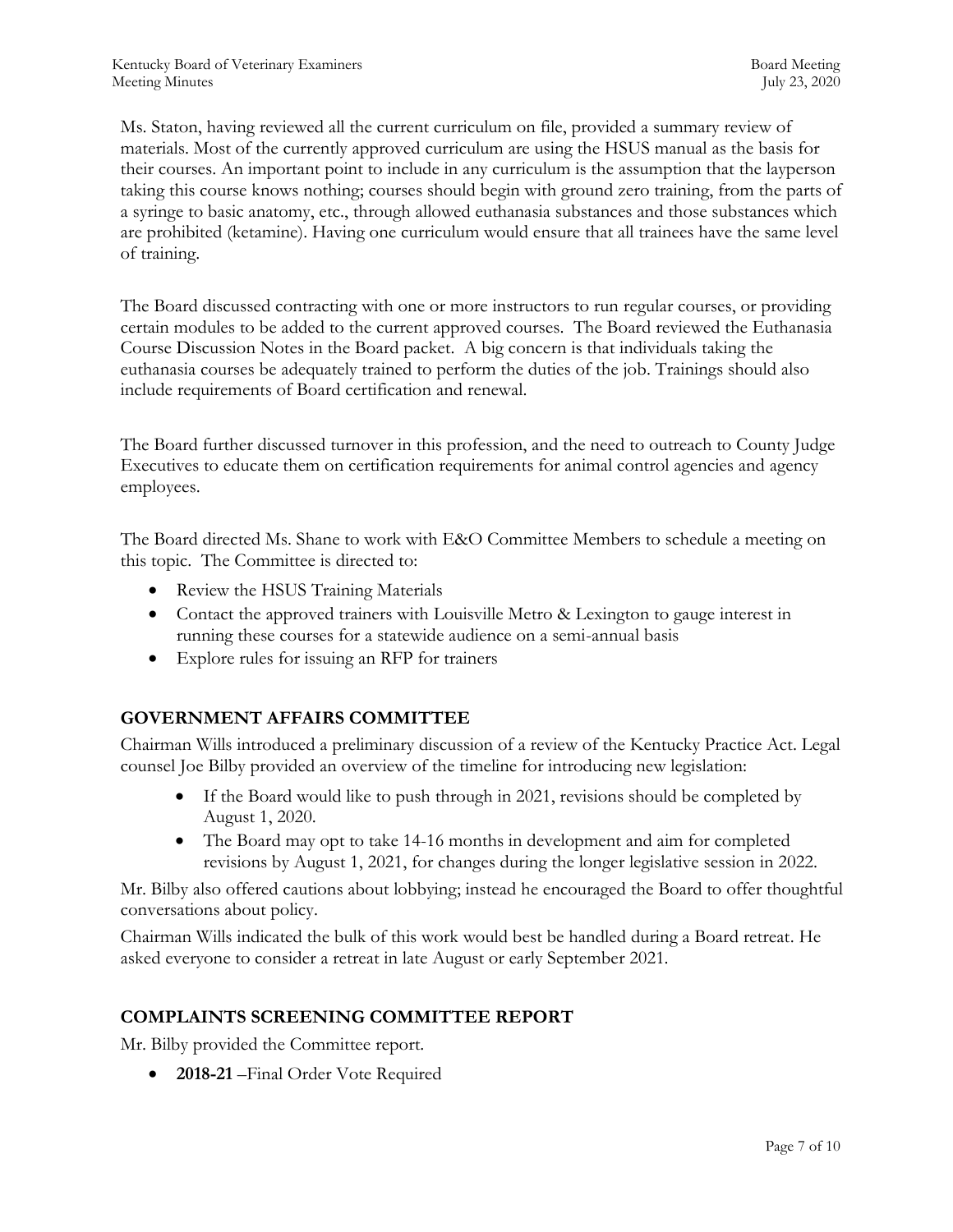Ms. Staton, having reviewed all the current curriculum on file, provided a summary review of materials. Most of the currently approved curriculum are using the HSUS manual as the basis for their courses. An important point to include in any curriculum is the assumption that the layperson taking this course knows nothing; courses should begin with ground zero training, from the parts of a syringe to basic anatomy, etc., through allowed euthanasia substances and those substances which are prohibited (ketamine). Having one curriculum would ensure that all trainees have the same level of training.

The Board discussed contracting with one or more instructors to run regular courses, or providing certain modules to be added to the current approved courses. The Board reviewed the Euthanasia Course Discussion Notes in the Board packet. A big concern is that individuals taking the euthanasia courses be adequately trained to perform the duties of the job. Trainings should also include requirements of Board certification and renewal.

The Board further discussed turnover in this profession, and the need to outreach to County Judge Executives to educate them on certification requirements for animal control agencies and agency employees.

The Board directed Ms. Shane to work with E&O Committee Members to schedule a meeting on this topic. The Committee is directed to:

- Review the HSUS Training Materials
- Contact the approved trainers with Louisville Metro & Lexington to gauge interest in running these courses for a statewide audience on a semi-annual basis
- Explore rules for issuing an RFP for trainers

## GOVERNMENT AFFAIRS COMMITTEE

Chairman Wills introduced a preliminary discussion of a review of the Kentucky Practice Act. Legal counsel Joe Bilby provided an overview of the timeline for introducing new legislation:

- If the Board would like to push through in 2021, revisions should be completed by August 1, 2020.
- The Board may opt to take 14-16 months in development and aim for completed revisions by August 1, 2021, for changes during the longer legislative session in 2022.

Mr. Bilby also offered cautions about lobbying; instead he encouraged the Board to offer thoughtful conversations about policy.

Chairman Wills indicated the bulk of this work would best be handled during a Board retreat. He asked everyone to consider a retreat in late August or early September 2021.

## COMPLAINTS SCREENING COMMITTEE REPORT

Mr. Bilby provided the Committee report.

- **2018-21** –Final Order Vote Required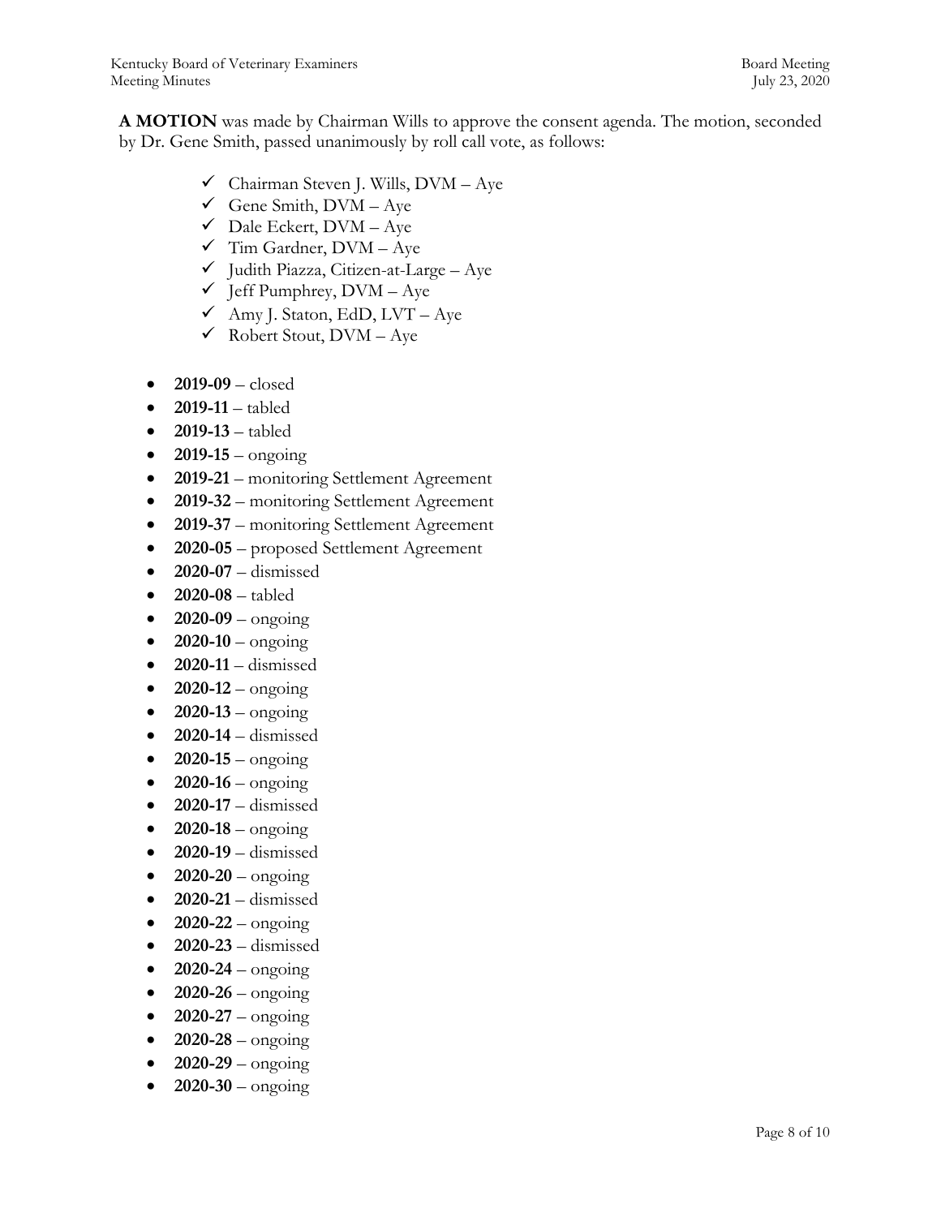**A MOTION** was made by Chairman Wills to approve the consent agenda. The motion, seconded by Dr. Gene Smith, passed unanimously by roll call vote, as follows:

- ✓ Chairman Steven J. Wills, DVM – Aye
- ✓ Gene Smith, DVM – Aye
- ✓ Dale Eckert, DVM – Aye
- ✓ Tim Gardner, DVM – Aye
- ✓ Judith Piazza, Citizen-at-Large – Aye
- ✓ Jeff Pumphrey, DVM – Aye
- ✓ Amy J. Staton, EdD, LVT – Aye
- ✓ Robert Stout, DVM – Aye

- **2019-09** – closed
- **2019-11** – tabled
- **2019-13** – tabled
- **2019-15** – ongoing
- **2019-21** – monitoring Settlement Agreement
- **2019-32** – monitoring Settlement Agreement
- **2019-37** – monitoring Settlement Agreement
- **2020-05** – proposed Settlement Agreement
- **2020-07** – dismissed
- **2020-08** – tabled
- **2020-09** – ongoing
- **2020-10** – ongoing
- **2020-11** – dismissed
- **2020-12** – ongoing
- **2020-13** – ongoing
- **2020-14** – dismissed
- **2020-15** – ongoing
- **2020-16** – ongoing
- **2020-17** – dismissed
- **2020-18** – ongoing
- **2020-19** – dismissed
- **2020-20** – ongoing
- **2020-21** – dismissed
- **2020-22** – ongoing
- **2020-23** – dismissed
- **2020-24** – ongoing
- **2020-26** – ongoing
- **2020-27** – ongoing
- **2020-28** – ongoing
- **2020-29** – ongoing
- **2020-30** – ongoing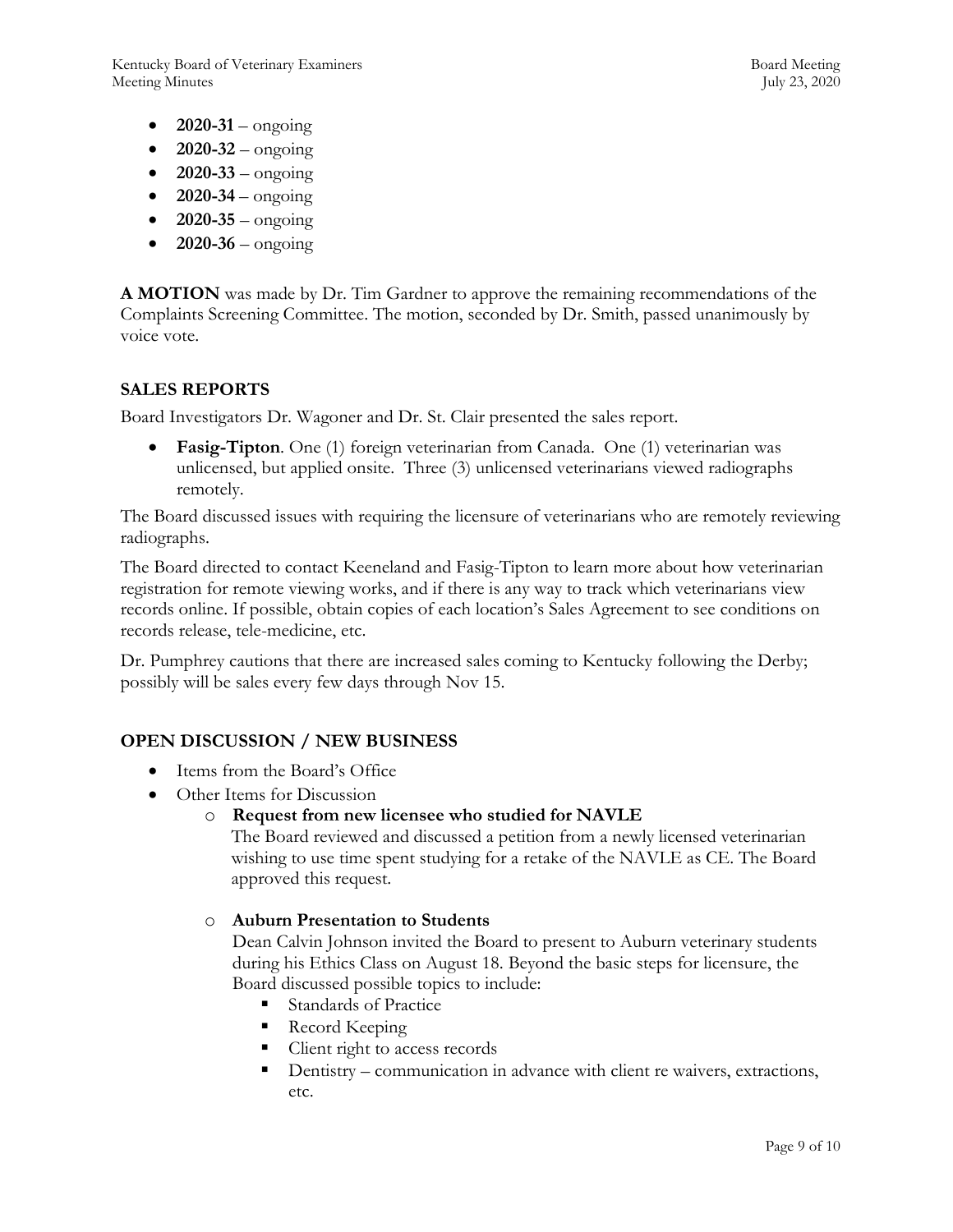- **2020-31** – ongoing
- **2020-32** – ongoing
- **2020-33** – ongoing
- **2020-34** – ongoing
- **2020-35** – ongoing
- **2020-36** – ongoing

**A MOTION** was made by Dr. Tim Gardner to approve the remaining recommendations of the Complaints Screening Committee. The motion, seconded by Dr. Smith, passed unanimously by voice vote.

## SALES REPORTS

Board Investigators Dr. Wagoner and Dr. St. Clair presented the sales report.

- **Fasig-Tipton**. One (1) foreign veterinarian from Canada. One (1) veterinarian was unlicensed, but applied onsite. Three (3) unlicensed veterinarians viewed radiographs remotely.

The Board discussed issues with requiring the licensure of veterinarians who are remotely reviewing radiographs.

The Board directed to contact Keeneland and Fasig-Tipton to learn more about how veterinarian registration for remote viewing works, and if there is any way to track which veterinarians view records online. If possible, obtain copies of each location's Sales Agreement to see conditions on records release, tele-medicine, etc.

Dr. Pumphrey cautions that there are increased sales coming to Kentucky following the Derby; possibly will be sales every few days through Nov 15.

## OPEN DISCUSSION / NEW BUSINESS

- Items from the Board's Office
- Other Items for Discussion
  - **Request from new licensee who studied for NAVLE**
    The Board reviewed and discussed a petition from a newly licensed veterinarian wishing to use time spent studying for a retake of the NAVLE as CE. The Board approved this request.
  - **Auburn Presentation to Students**
    Dean Calvin Johnson invited the Board to present to Auburn veterinary students during his Ethics Class on August 18. Beyond the basic steps for licensure, the Board discussed possible topics to include:
    - Standards of Practice
    - Record Keeping
    - Client right to access records
    - Dentistry – communication in advance with client re waivers, extractions, etc.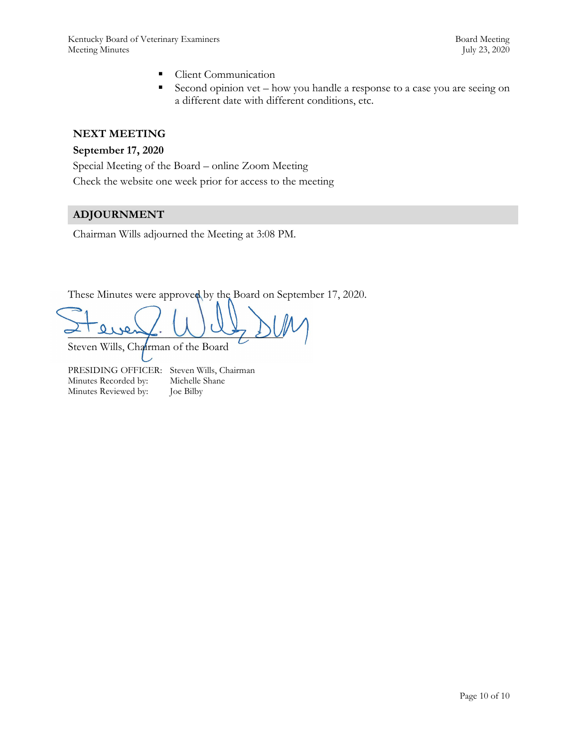- Client Communication
- Second opinion vet – how you handle a response to a case you are seeing on a different date with different conditions, etc.

**NEXT MEETING**

**September 17, 2020**

Special Meeting of the Board – online Zoom Meeting

Check the website one week prior for access to the meeting

## ADJOURNMENT

Chairman Wills adjourned the Meeting at 3:08 PM.

These Minutes were approved by the Board on September 17, 2020.

Steven Wills, Chairman of the Board

PRESIDING OFFICER: Steven Wills, Chairman
Minutes Recorded by: Michelle Shane
Minutes Reviewed by: Joe Bilby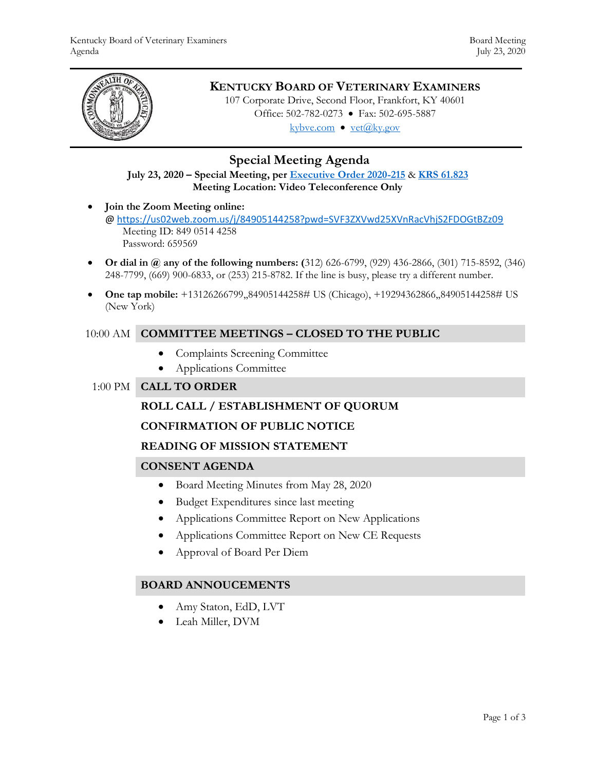# KENTUCKY BOARD OF VETERINARY EXAMINERS

107 Corporate Drive, Second Floor, Frankfort, KY 40601

Office: 502-782-0273 • Fax: 502-695-5887

[kybve.com](kybve.com) • [vet@ky.gov](mailto:vet@ky.gov)

## Special Meeting Agenda

**July 23, 2020 – Special Meeting, per Executive Order 2020-215 & KRS 61.823**
**Meeting Location: Video Teleconference Only**

- **Join the Zoom Meeting online:**
  @ https://us02web.zoom.us/j/84905144258?pwd=SVF3ZXVwd25XVnRacVhjS2FDOGtBZz09
  Meeting ID: 849 0514 4258
  Password: 659569
- **Or dial in @ any of the following numbers: (**312) 626-6799, (929) 436-2866, (301) 715-8592, (346) 248-7799, (669) 900-6833, or (253) 215-8782. If the line is busy, please try a different number.
- **One tap mobile:** +13126266799,,84905144258# US (Chicago), +19294362866,,84905144258# US (New York)

10:00 AM **COMMITTEE MEETINGS – CLOSED TO THE PUBLIC**

- Complaints Screening Committee
- Applications Committee

1:00 PM **CALL TO ORDER**

**ROLL CALL / ESTABLISHMENT OF QUORUM**

**CONFIRMATION OF PUBLIC NOTICE**

**READING OF MISSION STATEMENT**

**CONSENT AGENDA**

- Board Meeting Minutes from May 28, 2020
- Budget Expenditures since last meeting
- Applications Committee Report on New Applications
- Applications Committee Report on New CE Requests
- Approval of Board Per Diem

**BOARD ANNOUCEMENTS**

- Amy Staton, EdD, LVT
- Leah Miller, DVM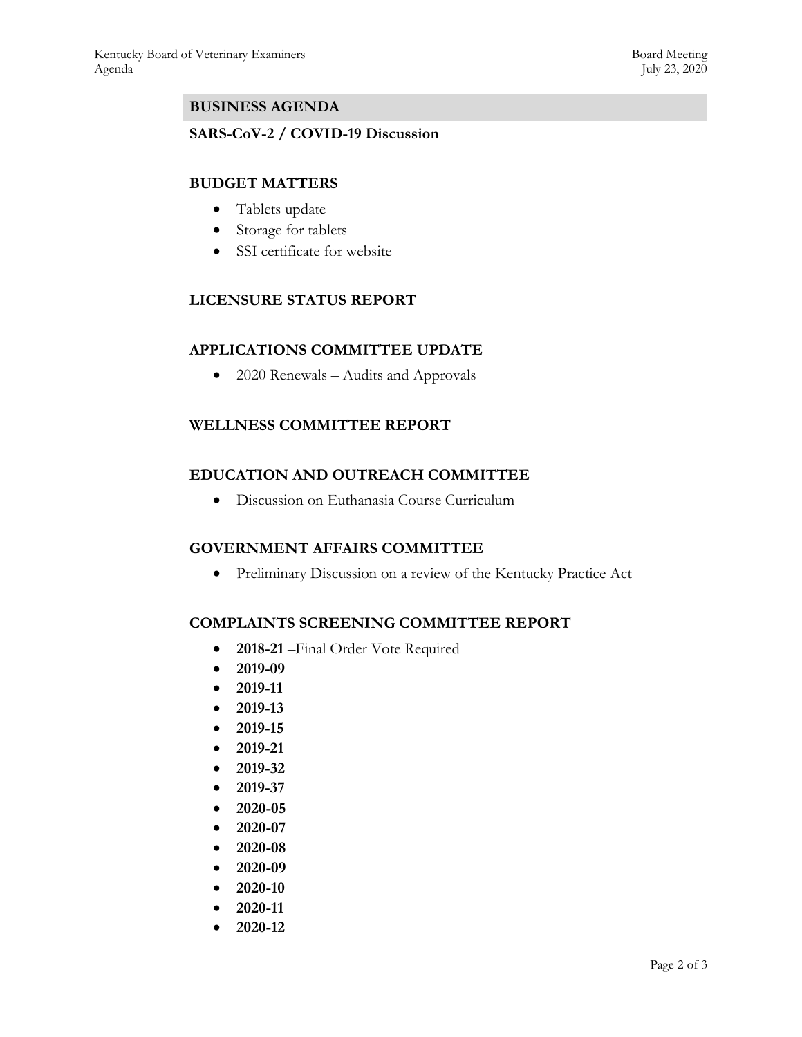## BUSINESS AGENDA

**SARS-CoV-2 / COVID-19 Discussion**

**BUDGET MATTERS**

- Tablets update
- Storage for tablets
- SSI certificate for website

**LICENSURE STATUS REPORT**

**APPLICATIONS COMMITTEE UPDATE**

- 2020 Renewals – Audits and Approvals

**WELLNESS COMMITTEE REPORT**

**EDUCATION AND OUTREACH COMMITTEE**

- Discussion on Euthanasia Course Curriculum

**GOVERNMENT AFFAIRS COMMITTEE**

- Preliminary Discussion on a review of the Kentucky Practice Act

**COMPLAINTS SCREENING COMMITTEE REPORT**

- **2018-21** –Final Order Vote Required
- **2019-09**
- **2019-11**
- **2019-13**
- **2019-15**
- **2019-21**
- **2019-32**
- **2019-37**
- **2020-05**
- **2020-07**
- **2020-08**
- **2020-09**
- **2020-10**
- **2020-11**
- **2020-12**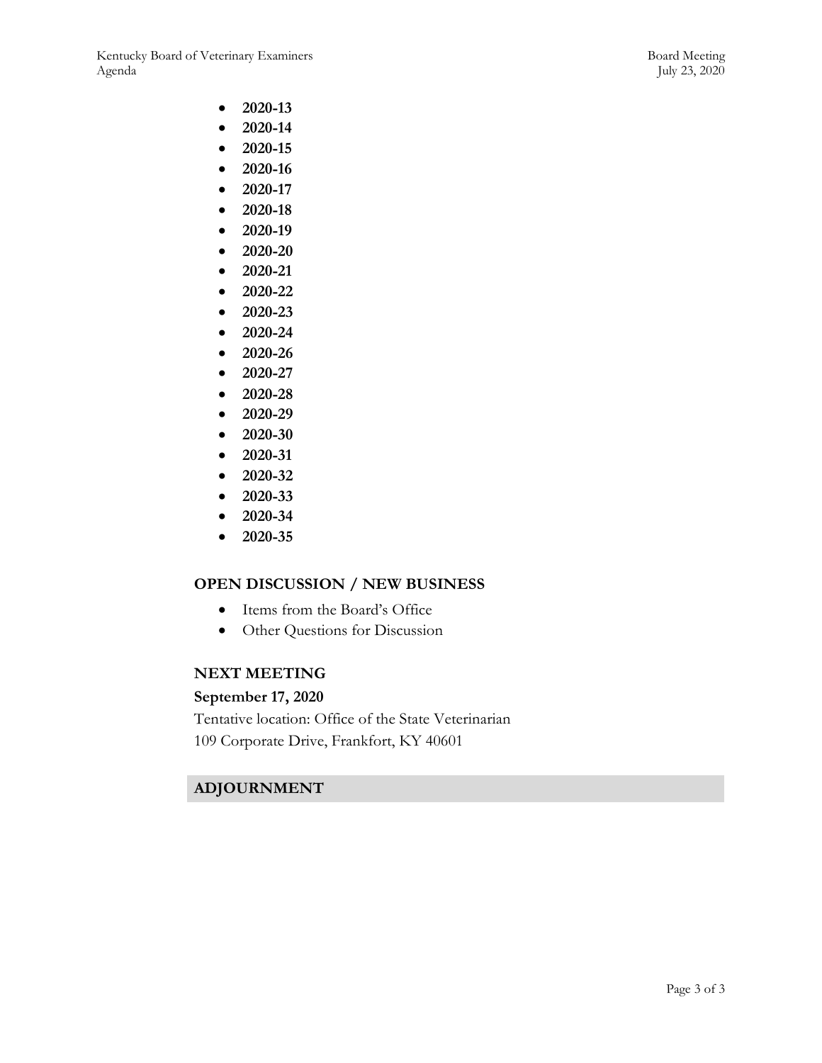- **2020-13**
- **2020-14**
- **2020-15**
- **2020-16**
- **2020-17**
- **2020-18**
- **2020-19**
- **2020-20**
- **2020-21**
- **2020-22**
- **2020-23**
- **2020-24**
- **2020-26**
- **2020-27**
- **2020-28**
- **2020-29**
- **2020-30**
- **2020-31**
- **2020-32**
- **2020-33**
- **2020-34**
- **2020-35**

## OPEN DISCUSSION / NEW BUSINESS

- Items from the Board's Office
- Other Questions for Discussion

## NEXT MEETING

**September 17, 2020**

Tentative location: Office of the State Veterinarian
109 Corporate Drive, Frankfort, KY 40601

## ADJOURNMENT